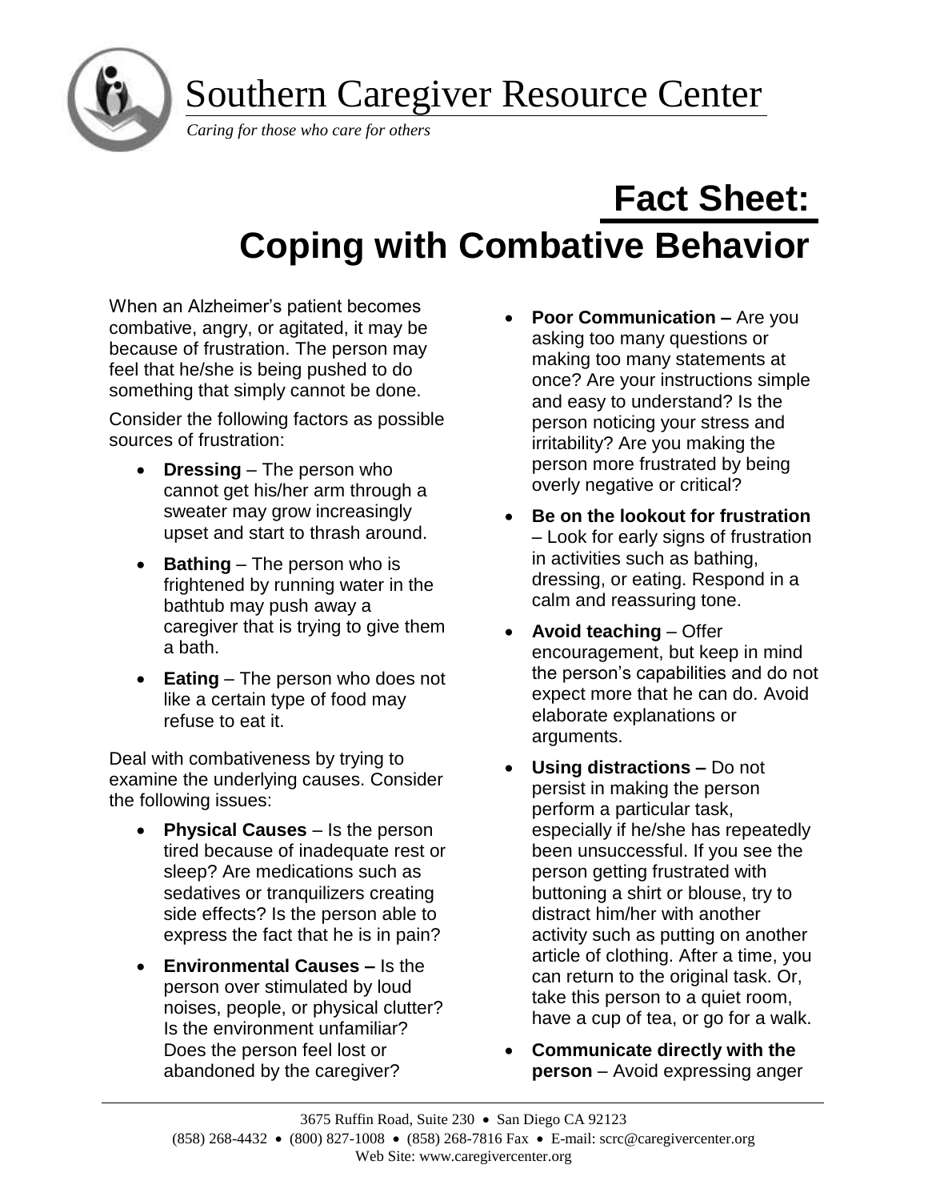# Southern Caregiver Resource Center

*Caring for those who care for others*

# Fact Sheet: Coping with Combative Behavior

When an Alzheimer's patient becomes combative, angry, or agitated, it may be because of frustration. The person may feel that he/she is being pushed to do something that simply cannot be done.

Consider the following factors as possible sources of frustration:

- **Dressing** – The person who cannot get his/her arm through a sweater may grow increasingly upset and start to thrash around.
- **Bathing** – The person who is frightened by running water in the bathtub may push away a caregiver that is trying to give them a bath.
- **Eating** – The person who does not like a certain type of food may refuse to eat it.

Deal with combativeness by trying to examine the underlying causes. Consider the following issues:

- **Physical Causes** – Is the person tired because of inadequate rest or sleep? Are medications such as sedatives or tranquilizers creating side effects? Is the person able to express the fact that he is in pain?
- **Environmental Causes –** Is the person over stimulated by loud noises, people, or physical clutter? Is the environment unfamiliar? Does the person feel lost or abandoned by the caregiver?
- **Poor Communication –** Are you asking too many questions or making too many statements at once? Are your instructions simple and easy to understand? Is the person noticing your stress and irritability? Are you making the person more frustrated by being overly negative or critical?
- **Be on the lookout for frustration** – Look for early signs of frustration in activities such as bathing, dressing, or eating. Respond in a calm and reassuring tone.
- **Avoid teaching** – Offer encouragement, but keep in mind the person's capabilities and do not expect more that he can do. Avoid elaborate explanations or arguments.
- **Using distractions –** Do not persist in making the person perform a particular task, especially if he/she has repeatedly been unsuccessful. If you see the person getting frustrated with buttoning a shirt or blouse, try to distract him/her with another activity such as putting on another article of clothing. After a time, you can return to the original task. Or, take this person to a quiet room, have a cup of tea, or go for a walk.
- **Communicate directly with the person** – Avoid expressing anger

3675 Ruffin Road, Suite 230 • San Diego CA 92123
(858) 268-4432 • (800) 827-1008 • (858) 268-7816 Fax • E-mail: scrc@caregivercenter.org
Web Site: www.caregivercenter.org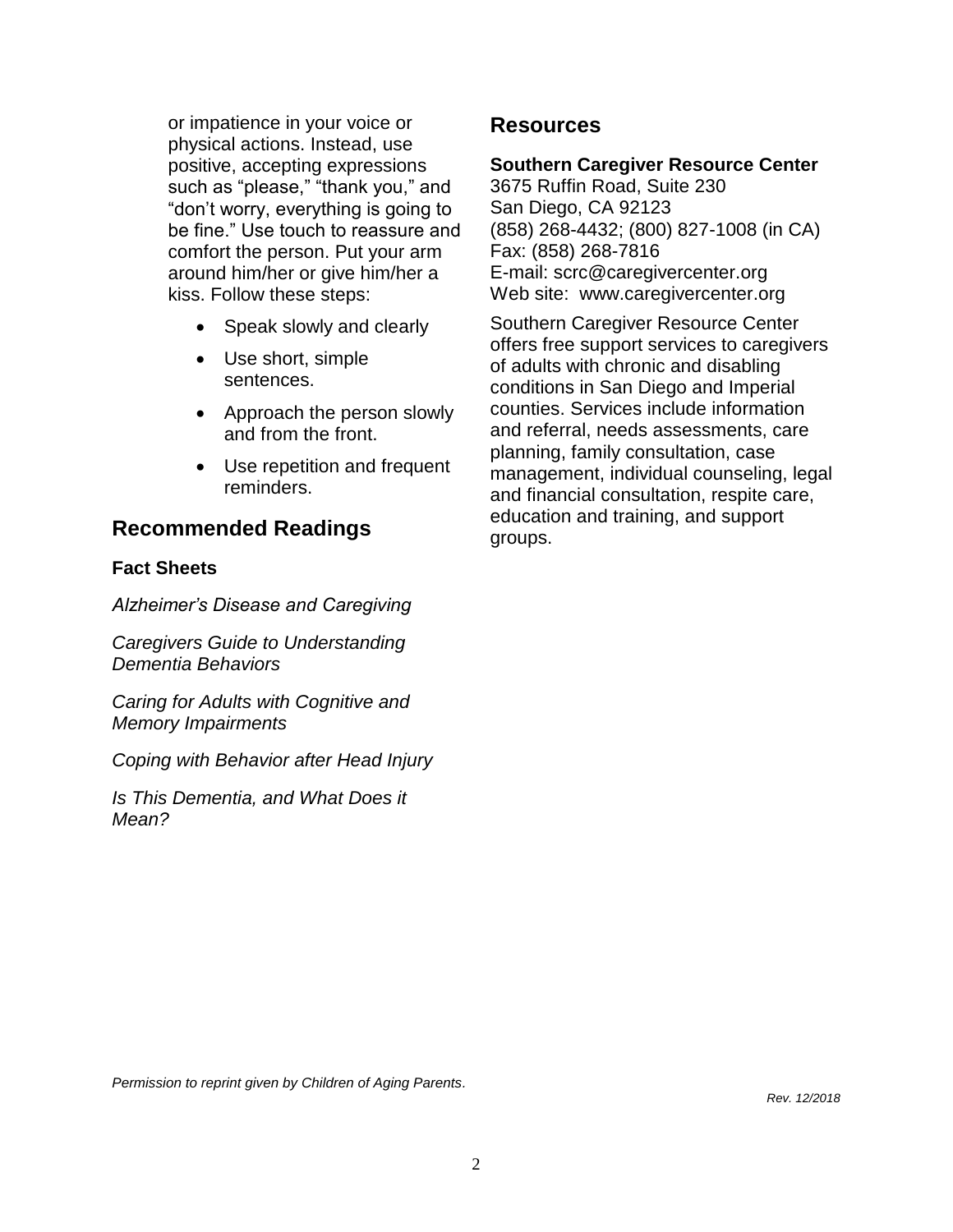or impatience in your voice or physical actions. Instead, use positive, accepting expressions such as “please,” “thank you,” and “don’t worry, everything is going to be fine.” Use touch to reassure and comfort the person. Put your arm around him/her or give him/her a kiss. Follow these steps:

- Speak slowly and clearly
- Use short, simple sentences.
- Approach the person slowly and from the front.
- Use repetition and frequent reminders.

## Recommended Readings

### Fact Sheets

*Alzheimer’s Disease and Caregiving*

*Caregivers Guide to Understanding Dementia Behaviors*

*Caring for Adults with Cognitive and Memory Impairments*

*Coping with Behavior after Head Injury*

*Is This Dementia, and What Does it Mean?*

## Resources

**Southern Caregiver Resource Center**
3675 Ruffin Road, Suite 230
San Diego, CA 92123
(858) 268-4432; (800) 827-1008 (in CA)
Fax: (858) 268-7816
E-mail: scrc@caregivercenter.org
Web site: www.caregivercenter.org

Southern Caregiver Resource Center offers free support services to caregivers of adults with chronic and disabling conditions in San Diego and Imperial counties. Services include information and referral, needs assessments, care planning, family consultation, case management, individual counseling, legal and financial consultation, respite care, education and training, and support groups.

*Permission to reprint given by Children of Aging Parents.*

*Rev. 12/2018*